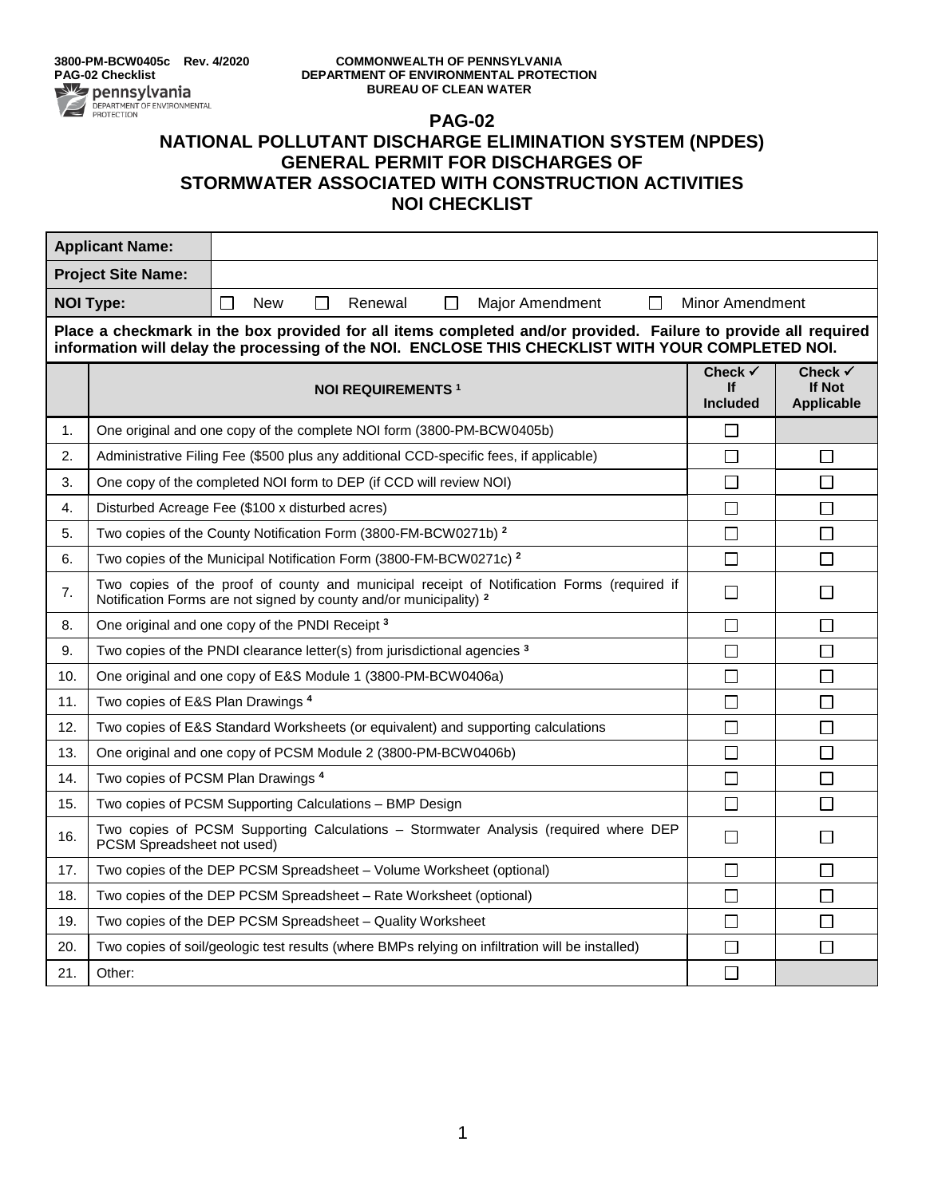3800-PM-BCW0405c Rev. 4/2020
PAG-02 Checklist

COMMONWEALTH OF PENNSYLVANIA
DEPARTMENT OF ENVIRONMENTAL PROTECTION
BUREAU OF CLEAN WATER

# PAG-02
# NATIONAL POLLUTANT DISCHARGE ELIMINATION SYSTEM (NPDES) GENERAL PERMIT FOR DISCHARGES OF STORMWATER ASSOCIATED WITH CONSTRUCTION ACTIVITIES NOI CHECKLIST

| **Applicant Name:** | |
|---|---|
| **Project Site Name:** | |
| **NOI Type:** | ☐ New ☐ Renewal ☐ Major Amendment ☐ Minor Amendment |

**Place a checkmark in the box provided for all items completed and/or provided. Failure to provide all required information will delay the processing of the NOI. ENCLOSE THIS CHECKLIST WITH YOUR COMPLETED NOI.**

| | NOI REQUIREMENTS [1] | Check ✓ If Included | Check ✓ If Not Applicable |
|---|---|---|---|
| 1. | One original and one copy of the complete NOI form (3800-PM-BCW0405b) | ☐ | |
| 2. | Administrative Filing Fee ($500 plus any additional CCD-specific fees, if applicable) | ☐ | ☐ |
| 3. | One copy of the completed NOI form to DEP (if CCD will review NOI) | ☐ | ☐ |
| 4. | Disturbed Acreage Fee ($100 x disturbed acres) | ☐ | ☐ |
| 5. | Two copies of the County Notification Form (3800-FM-BCW0271b) [2] | ☐ | ☐ |
| 6. | Two copies of the Municipal Notification Form (3800-FM-BCW0271c) [2] | ☐ | ☐ |
| 7. | Two copies of the proof of county and municipal receipt of Notification Forms (required if Notification Forms are not signed by county and/or municipality) [2] | ☐ | ☐ |
| 8. | One original and one copy of the PNDI Receipt [3] | ☐ | ☐ |
| 9. | Two copies of the PNDI clearance letter(s) from jurisdictional agencies [3] | ☐ | ☐ |
| 10. | One original and one copy of E&S Module 1 (3800-PM-BCW0406a) | ☐ | ☐ |
| 11. | Two copies of E&S Plan Drawings [4] | ☐ | ☐ |
| 12. | Two copies of E&S Standard Worksheets (or equivalent) and supporting calculations | ☐ | ☐ |
| 13. | One original and one copy of PCSM Module 2 (3800-PM-BCW0406b) | ☐ | ☐ |
| 14. | Two copies of PCSM Plan Drawings [4] | ☐ | ☐ |
| 15. | Two copies of PCSM Supporting Calculations – BMP Design | ☐ | ☐ |
| 16. | Two copies of PCSM Supporting Calculations – Stormwater Analysis (required where DEP PCSM Spreadsheet not used) | ☐ | ☐ |
| 17. | Two copies of the DEP PCSM Spreadsheet – Volume Worksheet (optional) | ☐ | ☐ |
| 18. | Two copies of the DEP PCSM Spreadsheet – Rate Worksheet (optional) | ☐ | ☐ |
| 19. | Two copies of the DEP PCSM Spreadsheet – Quality Worksheet | ☐ | ☐ |
| 20. | Two copies of soil/geologic test results (where BMPs relying on infiltration will be installed) | ☐ | ☐ |
| 21. | Other: | ☐ | |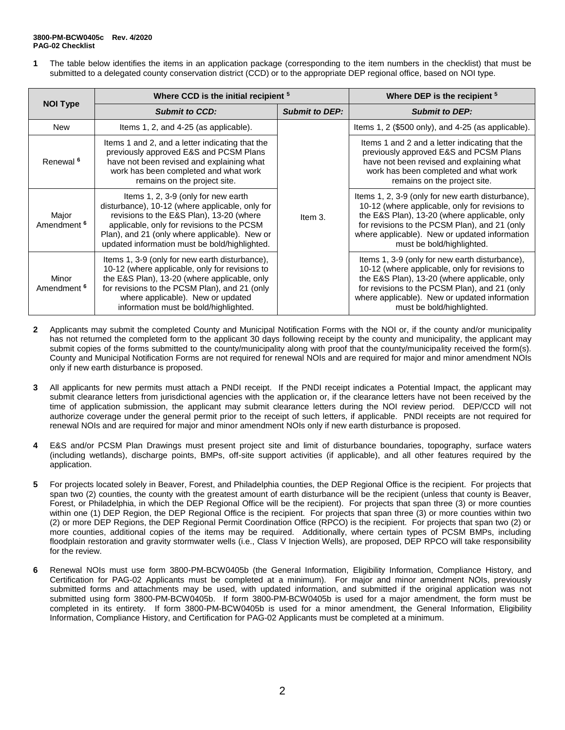**3800-PM-BCW0405c Rev. 4/2020**
**PAG-02 Checklist**

**1** The table below identifies the items in an application package (corresponding to the item numbers in the checklist) that must be submitted to a delegated county conservation district (CCD) or to the appropriate DEP regional office, based on NOI type.

| **NOI Type** | **Where CCD is the initial recipient [5]** | | **Where DEP is the recipient [5]** |
|---|---|---|---|
| | ***Submit to CCD:*** | ***Submit to DEP:*** | ***Submit to DEP:*** |
| New | Items 1, 2, and 4-25 (as applicable). | Item 3. | Items 1, 2 ($500 only), and 4-25 (as applicable). |
| Renewal [6] | Items 1 and 2, and a letter indicating that the previously approved E&S and PCSM Plans have not been revised and explaining what work has been completed and what work remains on the project site. | | Items 1 and 2 and a letter indicating that the previously approved E&S and PCSM Plans have not been revised and explaining what work has been completed and what work remains on the project site. |
| Major Amendment [6] | Items 1, 2, 3-9 (only for new earth disturbance), 10-12 (where applicable, only for revisions to the E&S Plan), 13-20 (where applicable, only for revisions to the PCSM Plan), and 21 (only where applicable). New or updated information must be bold/highlighted. | | Items 1, 2, 3-9 (only for new earth disturbance), 10-12 (where applicable, only for revisions to the E&S Plan), 13-20 (where applicable, only for revisions to the PCSM Plan), and 21 (only where applicable). New or updated information must be bold/highlighted. |
| Minor Amendment [6] | Items 1, 3-9 (only for new earth disturbance), 10-12 (where applicable, only for revisions to the E&S Plan), 13-20 (where applicable, only for revisions to the PCSM Plan), and 21 (only where applicable). New or updated information must be bold/highlighted. | | Items 1, 3-9 (only for new earth disturbance), 10-12 (where applicable, only for revisions to the E&S Plan), 13-20 (where applicable, only for revisions to the PCSM Plan), and 21 (only where applicable). New or updated information must be bold/highlighted. |

**2** Applicants may submit the completed County and Municipal Notification Forms with the NOI or, if the county and/or municipality has not returned the completed form to the applicant 30 days following receipt by the county and municipality, the applicant may submit copies of the forms submitted to the county/municipality along with proof that the county/municipality received the form(s). County and Municipal Notification Forms are not required for renewal NOIs and are required for major and minor amendment NOIs only if new earth disturbance is proposed.

**3** All applicants for new permits must attach a PNDI receipt. If the PNDI receipt indicates a Potential Impact, the applicant may submit clearance letters from jurisdictional agencies with the application or, if the clearance letters have not been received by the time of application submission, the applicant may submit clearance letters during the NOI review period. DEP/CCD will not authorize coverage under the general permit prior to the receipt of such letters, if applicable. PNDI receipts are not required for renewal NOIs and are required for major and minor amendment NOIs only if new earth disturbance is proposed.

**4** E&S and/or PCSM Plan Drawings must present project site and limit of disturbance boundaries, topography, surface waters (including wetlands), discharge points, BMPs, off-site support activities (if applicable), and all other features required by the application.

**5** For projects located solely in Beaver, Forest, and Philadelphia counties, the DEP Regional Office is the recipient. For projects that span two (2) counties, the county with the greatest amount of earth disturbance will be the recipient (unless that county is Beaver, Forest, or Philadelphia, in which the DEP Regional Office will be the recipient). For projects that span three (3) or more counties within one (1) DEP Region, the DEP Regional Office is the recipient. For projects that span three (3) or more counties within two (2) or more DEP Regions, the DEP Regional Permit Coordination Office (RPCO) is the recipient. For projects that span two (2) or more counties, additional copies of the items may be required. Additionally, where certain types of PCSM BMPs, including floodplain restoration and gravity stormwater wells (i.e., Class V Injection Wells), are proposed, DEP RPCO will take responsibility for the review.

**6** Renewal NOIs must use form 3800-PM-BCW0405b (the General Information, Eligibility Information, Compliance History, and Certification for PAG-02 Applicants must be completed at a minimum). For major and minor amendment NOIs, previously submitted forms and attachments may be used, with updated information, and submitted if the original application was not submitted using form 3800-PM-BCW0405b. If form 3800-PM-BCW0405b is used for a major amendment, the form must be completed in its entirety. If form 3800-PM-BCW0405b is used for a minor amendment, the General Information, Eligibility Information, Compliance History, and Certification for PAG-02 Applicants must be completed at a minimum.